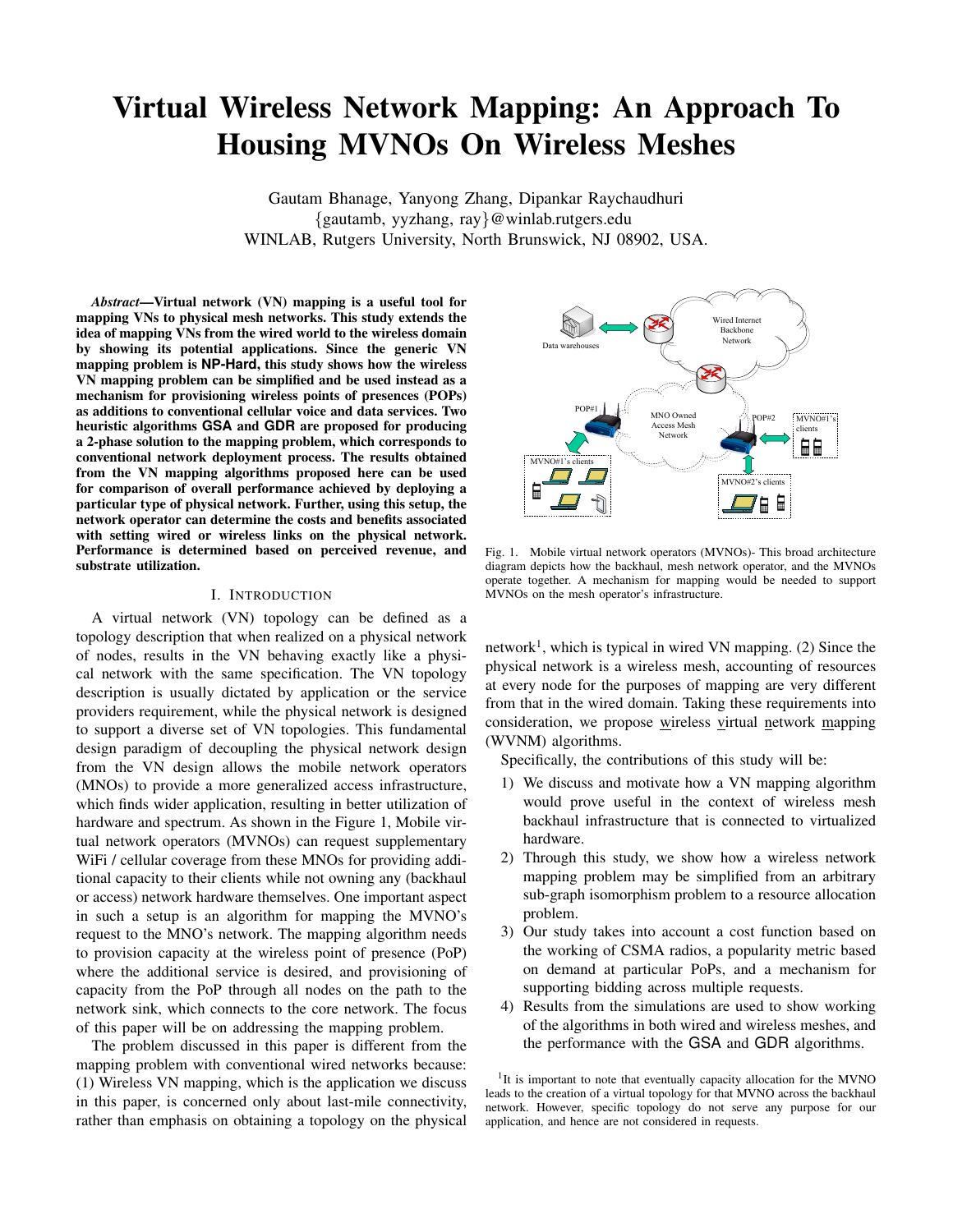# Virtual Wireless Network Mapping: An Approach To Housing MVNOs On Wireless Meshes

Gautam Bhanage, Yanyong Zhang, Dipankar Raychaudhuri
{gautamb, yyzhang, ray}@winlab.rutgers.edu
WINLAB, Rutgers University, North Brunswick, NJ 08902, USA.

***Abstract*—Virtual network (VN) mapping is a useful tool for mapping VNs to physical mesh networks. This study extends the idea of mapping VNs from the wired world to the wireless domain by showing its potential applications. Since the generic VN mapping problem is NP-Hard, this study shows how the wireless VN mapping problem can be simplified and be used instead as a mechanism for provisioning wireless points of presences (POPs) as additions to conventional cellular voice and data services. Two heuristic algorithms GSA and GDR are proposed for producing a 2-phase solution to the mapping problem, which corresponds to conventional network deployment process. The results obtained from the VN mapping algorithms proposed here can be used for comparison of overall performance achieved by deploying a particular type of physical network. Further, using this setup, the network operator can determine the costs and benefits associated with setting wired or wireless links on the physical network. Performance is determined based on perceived revenue, and substrate utilization.**

## I. Introduction

A virtual network (VN) topology can be defined as a topology description that when realized on a physical network of nodes, results in the VN behaving exactly like a physical network with the same specification. The VN topology description is usually dictated by application or the service providers requirement, while the physical network is designed to support a diverse set of VN topologies. This fundamental design paradigm of decoupling the physical network design from the VN design allows the mobile network operators (MNOs) to provide a more generalized access infrastructure, which finds wider application, resulting in better utilization of hardware and spectrum. As shown in the Figure 1, Mobile virtual network operators (MVNOs) can request supplementary WiFi / cellular coverage from these MNOs for providing additional capacity to their clients while not owning any (backhaul or access) network hardware themselves. One important aspect in such a setup is an algorithm for mapping the MVNO's request to the MNO's network. The mapping algorithm needs to provision capacity at the wireless point of presence (PoP) where the additional service is desired, and provisioning of capacity from the PoP through all nodes on the path to the network sink, which connects to the core network. The focus of this paper will be on addressing the mapping problem.

The problem discussed in this paper is different from the mapping problem with conventional wired networks because: (1) Wireless VN mapping, which is the application we discuss in this paper, is concerned only about last-mile connectivity, rather than emphasis on obtaining a topology on the physical network[1], which is typical in wired VN mapping. (2) Since the physical network is a wireless mesh, accounting of resources at every node for the purposes of mapping are very different from that in the wired domain. Taking these requirements into consideration, we propose wireless virtual network mapping (WVNM) algorithms.

Data warehouses

Wired Internet Backbone Network

POP#1

MNO Owned Access Mesh Network

POP#2

MVNO#1's clients

MVNO#1's clients

MVNO#2's clients

Fig. 1. Mobile virtual network operators (MVNOs)- This broad architecture diagram depicts how the backhaul, mesh network operator, and the MVNOs operate together. A mechanism for mapping would be needed to support MVNOs on the mesh operator's infrastructure.

Specifically, the contributions of this study will be:

1) We discuss and motivate how a VN mapping algorithm would prove useful in the context of wireless mesh backhaul infrastructure that is connected to virtualized hardware.
2) Through this study, we show how a wireless network mapping problem may be simplified from an arbitrary sub-graph isomorphism problem to a resource allocation problem.
3) Our study takes into account a cost function based on the working of CSMA radios, a popularity metric based on demand at particular PoPs, and a mechanism for supporting bidding across multiple requests.
4) Results from the simulations are used to show working of the algorithms in both wired and wireless meshes, and the performance with the GSA and GDR algorithms.

[1]It is important to note that eventually capacity allocation for the MVNO leads to the creation of a virtual topology for that MVNO across the backhaul network. However, specific topology do not serve any purpose for our application, and hence are not considered in requests.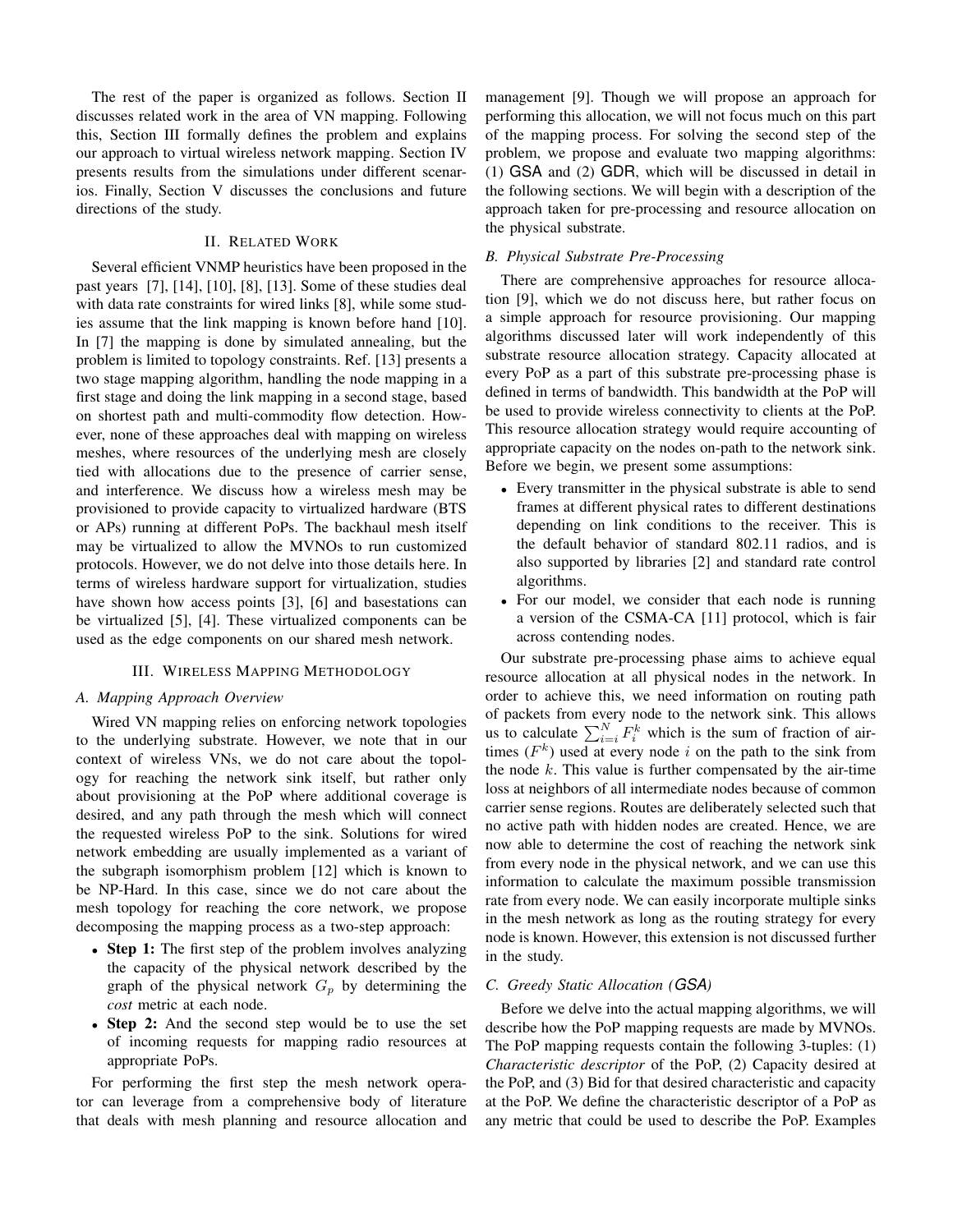The rest of the paper is organized as follows. Section II discusses related work in the area of VN mapping. Following this, Section III formally defines the problem and explains our approach to virtual wireless network mapping. Section IV presents results from the simulations under different scenarios. Finally, Section V discusses the conclusions and future directions of the study.

## II. Related Work

Several efficient VNMP heuristics have been proposed in the past years [7], [14], [10], [8], [13]. Some of these studies deal with data rate constraints for wired links [8], while some studies assume that the link mapping is known before hand [10]. In [7] the mapping is done by simulated annealing, but the problem is limited to topology constraints. Ref. [13] presents a two stage mapping algorithm, handling the node mapping in a first stage and doing the link mapping in a second stage, based on shortest path and multi-commodity flow detection. However, none of these approaches deal with mapping on wireless meshes, where resources of the underlying mesh are closely tied with allocations due to the presence of carrier sense, and interference. We discuss how a wireless mesh may be provisioned to provide capacity to virtualized hardware (BTS or APs) running at different PoPs. The backhaul mesh itself may be virtualized to allow the MVNOs to run customized protocols. However, we do not delve into those details here. In terms of wireless hardware support for virtualization, studies have shown how access points [3], [6] and basestations can be virtualized [5], [4]. These virtualized components can be used as the edge components on our shared mesh network.

## III. Wireless Mapping Methodology

### A. Mapping Approach Overview

Wired VN mapping relies on enforcing network topologies to the underlying substrate. However, we note that in our context of wireless VNs, we do not care about the topology for reaching the network sink itself, but rather only about provisioning at the PoP where additional coverage is desired, and any path through the mesh which will connect the requested wireless PoP to the sink. Solutions for wired network embedding are usually implemented as a variant of the subgraph isomorphism problem [12] which is known to be NP-Hard. In this case, since we do not care about the mesh topology for reaching the core network, we propose decomposing the mapping process as a two-step approach:

- **Step 1:** The first step of the problem involves analyzing the capacity of the physical network described by the graph of the physical network $G_p$ by determining the *cost* metric at each node.
- **Step 2:** And the second step would be to use the set of incoming requests for mapping radio resources at appropriate PoPs.

For performing the first step the mesh network operator can leverage from a comprehensive body of literature that deals with mesh planning and resource allocation and management [9]. Though we will propose an approach for performing this allocation, we will not focus much on this part of the mapping process. For solving the second step of the problem, we propose and evaluate two mapping algorithms: (1) GSA and (2) GDR, which will be discussed in detail in the following sections. We will begin with a description of the approach taken for pre-processing and resource allocation on the physical substrate.

### B. Physical Substrate Pre-Processing

There are comprehensive approaches for resource allocation [9], which we do not discuss here, but rather focus on a simple approach for resource provisioning. Our mapping algorithms discussed later will work independently of this substrate resource allocation strategy. Capacity allocated at every PoP as a part of this substrate pre-processing phase is defined in terms of bandwidth. This bandwidth at the PoP will be used to provide wireless connectivity to clients at the PoP. This resource allocation strategy would require accounting of appropriate capacity on the nodes on-path to the network sink. Before we begin, we present some assumptions:

- Every transmitter in the physical substrate is able to send frames at different physical rates to different destinations depending on link conditions to the receiver. This is the default behavior of standard 802.11 radios, and is also supported by libraries [2] and standard rate control algorithms.
- For our model, we consider that each node is running a version of the CSMA-CA [11] protocol, which is fair across contending nodes.

Our substrate pre-processing phase aims to achieve equal resource allocation at all physical nodes in the network. In order to achieve this, we need information on routing path of packets from every node to the network sink. This allows us to calculate $\sum_{i=i}^{N} F_i^k$ which is the sum of fraction of air-times ($F^k$) used at every node $i$ on the path to the sink from the node $k$. This value is further compensated by the air-time loss at neighbors of all intermediate nodes because of common carrier sense regions. Routes are deliberately selected such that no active path with hidden nodes are created. Hence, we are now able to determine the cost of reaching the network sink from every node in the physical network, and we can use this information to calculate the maximum possible transmission rate from every node. We can easily incorporate multiple sinks in the mesh network as long as the routing strategy for every node is known. However, this extension is not discussed further in the study.

### C. Greedy Static Allocation (*GSA*)

Before we delve into the actual mapping algorithms, we will describe how the PoP mapping requests are made by MVNOs. The PoP mapping requests contain the following 3-tuples: (1) *Characteristic descriptor* of the PoP, (2) Capacity desired at the PoP, and (3) Bid for that desired characteristic and capacity at the PoP. We define the characteristic descriptor of a PoP as any metric that could be used to describe the PoP. Examples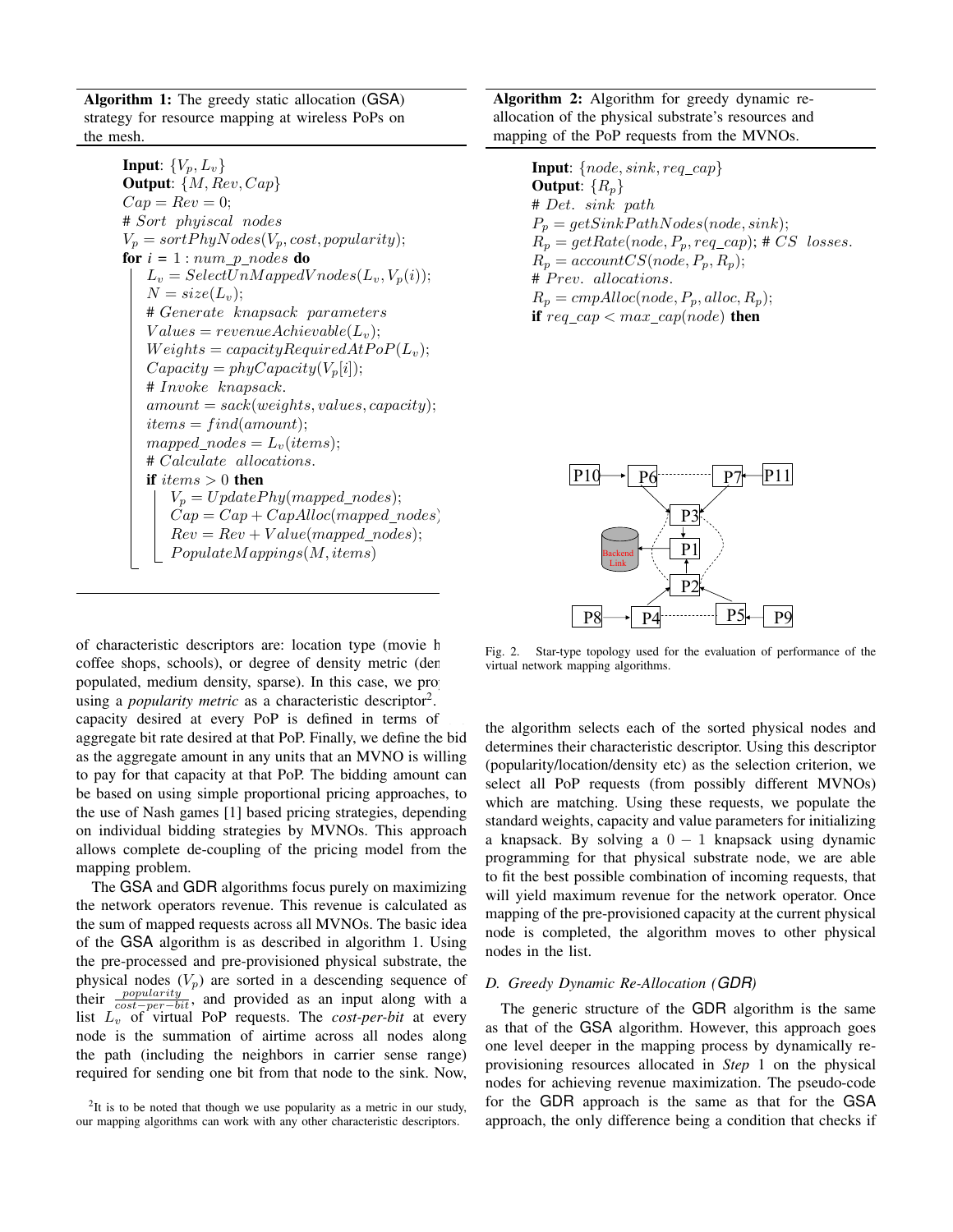**Algorithm 1:** The greedy static allocation (GSA) strategy for resource mapping at wireless PoPs on the mesh.

```
Input: {V_p, L_v}
Output: {M, Rev, Cap}
Cap = Rev = 0;
# Sort phyiscal nodes
V_p = sortPhyNodes(V_p, cost, popularity);
for i = 1 : num_p_nodes do
    L_v = SelectUnMappedVnodes(L_v, V_p(i));
    N = size(L_v);
    # Generate knapsack parameters
    Values = revenueAchievable(L_v);
    Weights = capacityRequiredAtPoP(L_v);
    Capacity = phyCapacity(V_p[i]);
    # Invoke knapsack.
    amount = sack(weights, values, capacity);
    items = find(amount);
    mapped_nodes = L_v(items);
    # Calculate allocations.
    if items > 0 then
        V_p = UpdatePhy(mapped_nodes);
        Cap = Cap + CapAlloc(mapped_nodes)
        Rev = Rev + Value(mapped_nodes);
        PopulateMappings(M, items)
```

of characteristic descriptors are: location type (movie h coffee shops, schools), or degree of density metric (den populated, medium density, sparse). In this case, we pro using a *popularity metric* as a characteristic descriptor[2]. capacity desired at every PoP is defined in terms of aggregate bit rate desired at that PoP. Finally, we define the bid as the aggregate amount in any units that an MVNO is willing to pay for that capacity at that PoP. The bidding amount can be based on using simple proportional pricing approaches, to the use of Nash games [1] based pricing strategies, depending on individual bidding strategies by MVNOs. This approach allows complete de-coupling of the pricing model from the mapping problem.

The GSA and GDR algorithms focus purely on maximizing the network operators revenue. This revenue is calculated as the sum of mapped requests across all MVNOs. The basic idea of the GSA algorithm is as described in algorithm 1. Using the pre-processed and pre-provisioned physical substrate, the physical nodes ($V_p$) are sorted in a descending sequence of their $\frac{popularity}{cost-per-bit}$, and provided as an input along with a list $L_v$ of virtual PoP requests. The *cost-per-bit* at every node is the summation of airtime across all nodes along the path (including the neighbors in carrier sense range) required for sending one bit from that node to the sink. Now, the algorithm selects each of the sorted physical nodes and determines their characteristic descriptor. Using this descriptor (popularity/location/density etc) as the selection criterion, we select all PoP requests (from possibly different MVNOs) which are matching. Using these requests, we populate the standard weights, capacity and value parameters for initializing a knapsack. By solving a $0-1$ knapsack using dynamic programming for that physical substrate node, we are able to fit the best possible combination of incoming requests, that will yield maximum revenue for the network operator. Once mapping of the pre-provisioned capacity at the current physical node is completed, the algorithm moves to other physical nodes in the list.

[2] It is to be noted that though we use popularity as a metric in our study, our mapping algorithms can work with any other characteristic descriptors.

**Algorithm 2:** Algorithm for greedy dynamic re-allocation of the physical substrate's resources and mapping of the PoP requests from the MVNOs.

```
Input: {node, sink, req_cap}
Output: {R_p}
# Det. sink path
P_p = getSinkPathNodes(node, sink);
R_p = getRate(node, P_p, req_cap); # CS losses.
R_p = accountCS(node, P_p, R_p);
# Prev. allocations.
R_p = cmpAlloc(node, P_p, alloc, R_p);
if req_cap < max_cap(node) then
```

Fig. 2. Star-type topology used for the evaluation of performance of the virtual network mapping algorithms.

### D. Greedy Dynamic Re-Allocation (GDR)

The generic structure of the GDR algorithm is the same as that of the GSA algorithm. However, this approach goes one level deeper in the mapping process by dynamically re-provisioning resources allocated in *Step* 1 on the physical nodes for achieving revenue maximization. The pseudo-code for the GDR approach is the same as that for the GSA approach, the only difference being a condition that checks if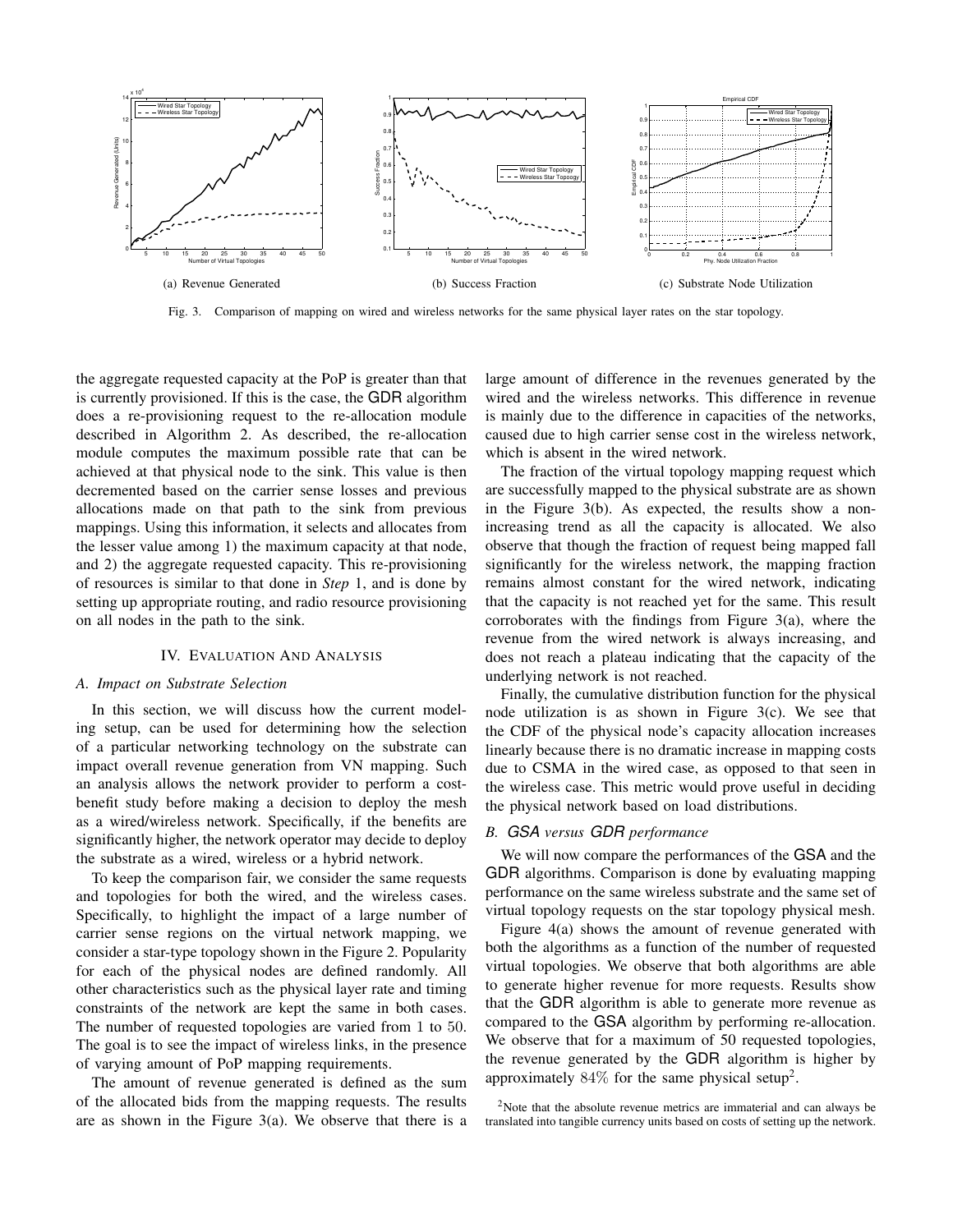(a) Revenue Generated

(b) Success Fraction

(c) Substrate Node Utilization

Fig. 3. Comparison of mapping on wired and wireless networks for the same physical layer rates on the star topology.

the aggregate requested capacity at the PoP is greater than that is currently provisioned. If this is the case, the GDR algorithm does a re-provisioning request to the re-allocation module described in Algorithm 2. As described, the re-allocation module computes the maximum possible rate that can be achieved at that physical node to the sink. This value is then decremented based on the carrier sense losses and previous allocations made on that path to the sink from previous mappings. Using this information, it selects and allocates from the lesser value among 1) the maximum capacity at that node, and 2) the aggregate requested capacity. This re-provisioning of resources is similar to that done in *Step* 1, and is done by setting up appropriate routing, and radio resource provisioning on all nodes in the path to the sink.

## IV. Evaluation And Analysis

### A. Impact on Substrate Selection

In this section, we will discuss how the current modeling setup, can be used for determining how the selection of a particular networking technology on the substrate can impact overall revenue generation from VN mapping. Such an analysis allows the network provider to perform a cost-benefit study before making a decision to deploy the mesh as a wired/wireless network. Specifically, if the benefits are significantly higher, the network operator may decide to deploy the substrate as a wired, wireless or a hybrid network.

To keep the comparison fair, we consider the same requests and topologies for both the wired, and the wireless cases. Specifically, to highlight the impact of a large number of carrier sense regions on the virtual network mapping, we consider a star-type topology shown in the Figure 2. Popularity for each of the physical nodes are defined randomly. All other characteristics such as the physical layer rate and timing constraints of the network are kept the same in both cases. The number of requested topologies are varied from $1$ to $50$. The goal is to see the impact of wireless links, in the presence of varying amount of PoP mapping requirements.

The amount of revenue generated is defined as the sum of the allocated bids from the mapping requests. The results are as shown in the Figure 3(a). We observe that there is a large amount of difference in the revenues generated by the wired and the wireless networks. This difference in revenue is mainly due to the difference in capacities of the networks, caused due to high carrier sense cost in the wireless network, which is absent in the wired network.

The fraction of the virtual topology mapping request which are successfully mapped to the physical substrate are as shown in the Figure 3(b). As expected, the results show a non-increasing trend as all the capacity is allocated. We also observe that though the fraction of request being mapped fall significantly for the wireless network, the mapping fraction remains almost constant for the wired network, indicating that the capacity is not reached yet for the same. This result corroborates with the findings from Figure 3(a), where the revenue from the wired network is always increasing, and does not reach a plateau indicating that the capacity of the underlying network is not reached.

Finally, the cumulative distribution function for the physical node utilization is as shown in Figure 3(c). We see that the CDF of the physical node's capacity allocation increases linearly because there is no dramatic increase in mapping costs due to CSMA in the wired case, as opposed to that seen in the wireless case. This metric would prove useful in deciding the physical network based on load distributions.

### B. GSA versus GDR performance

We will now compare the performances of the GSA and the GDR algorithms. Comparison is done by evaluating mapping performance on the same wireless substrate and the same set of virtual topology requests on the star topology physical mesh.

Figure 4(a) shows the amount of revenue generated with both the algorithms as a function of the number of requested virtual topologies. We observe that both algorithms are able to generate higher revenue for more requests. Results show that the GDR algorithm is able to generate more revenue as compared to the GSA algorithm by performing re-allocation. We observe that for a maximum of 50 requested topologies, the revenue generated by the GDR algorithm is higher by approximately $84\%$ for the same physical setup[2].

[2]Note that the absolute revenue metrics are immaterial and can always be translated into tangible currency units based on costs of setting up the network.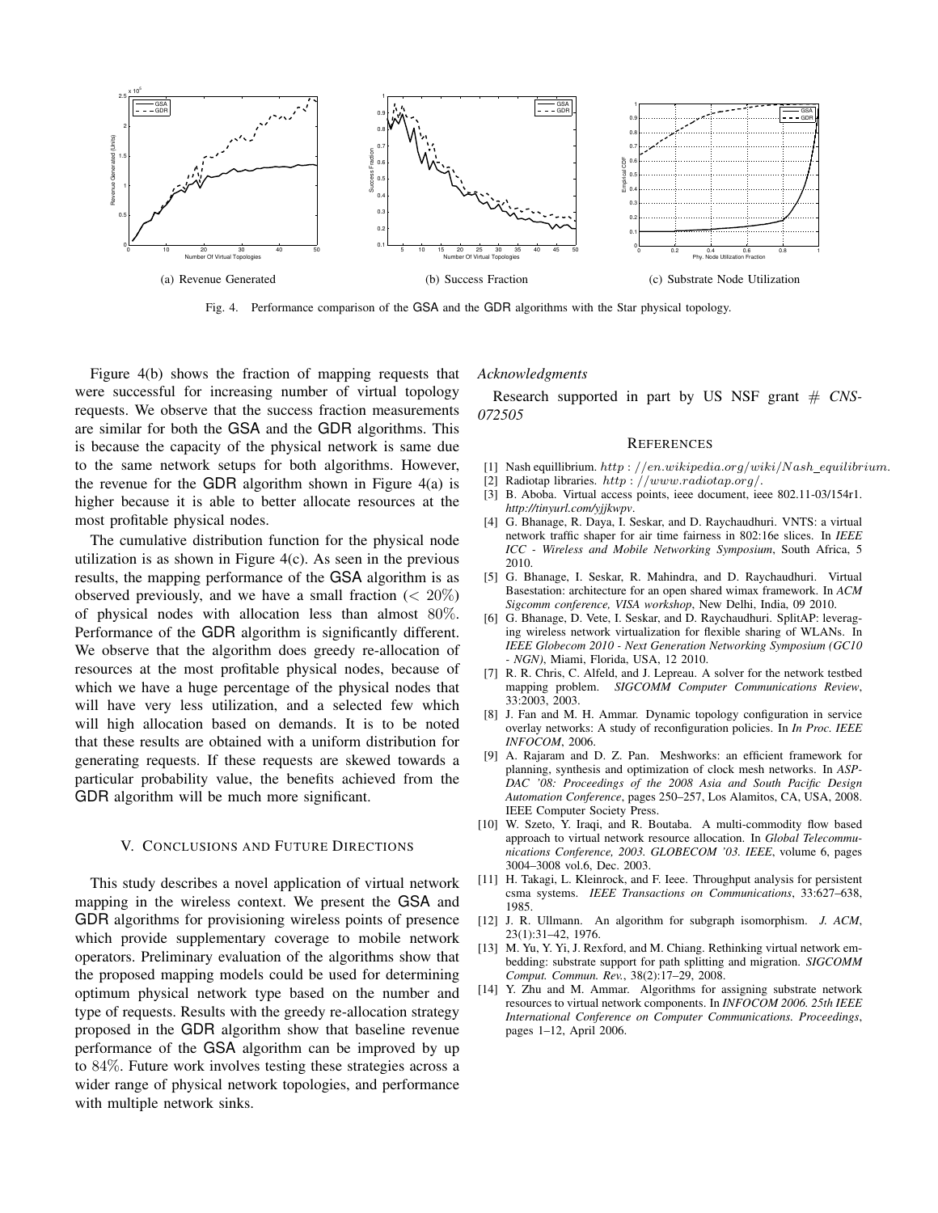x 10^5

2.5

GSA
GDR

Revenue Generated (Units)

Number Of Virtual Topologies

(a) Revenue Generated

Success Fraction

Number Of Virtual Topologies

(b) Success Fraction

Empirical CDF

Phy. Node Utilization Fraction

(c) Substrate Node Utilization

Fig. 4. Performance comparison of the GSA and the GDR algorithms with the Star physical topology.

Figure 4(b) shows the fraction of mapping requests that were successful for increasing number of virtual topology requests. We observe that the success fraction measurements are similar for both the GSA and the GDR algorithms. This is because the capacity of the physical network is same due to the same network setups for both algorithms. However, the revenue for the GDR algorithm shown in Figure 4(a) is higher because it is able to better allocate resources at the most profitable physical nodes.

The cumulative distribution function for the physical node utilization is as shown in Figure 4(c). As seen in the previous results, the mapping performance of the GSA algorithm is as observed previously, and we have a small fraction ($< 20\%$) of physical nodes with allocation less than almost $80\%$. Performance of the GDR algorithm is significantly different. We observe that the algorithm does greedy re-allocation of resources at the most profitable physical nodes, because of which we have a huge percentage of the physical nodes that will have very less utilization, and a selected few which will high allocation based on demands. It is to be noted that these results are obtained with a uniform distribution for generating requests. If these requests are skewed towards a particular probability value, the benefits achieved from the GDR algorithm will be much more significant.

## V. Conclusions and Future Directions

This study describes a novel application of virtual network mapping in the wireless context. We present the GSA and GDR algorithms for provisioning wireless points of presence which provide supplementary coverage to mobile network operators. Preliminary evaluation of the algorithms show that the proposed mapping models could be used for determining optimum physical network type based on the number and type of requests. Results with the greedy re-allocation strategy proposed in the GDR algorithm show that baseline revenue performance of the GSA algorithm can be improved by up to $84\%$. Future work involves testing these strategies across a wider range of physical network topologies, and performance with multiple network sinks.

*Acknowledgments*

Research supported in part by US NSF grant # *CNS-072505*

## References

[1] Nash equillibrium. $http://en.wikipedia.org/wiki/Nash\_equilibrium$.

[2] Radiotap libraries. $http://www.radiotap.org/$.

[3] B. Aboba. Virtual access points, ieee document, ieee 802.11-03/154r1. *http://tinyurl.com/yjjkwpv*.

[4] G. Bhanage, R. Daya, I. Seskar, and D. Raychaudhuri. VNTS: a virtual network traffic shaper for air time fairness in 802:16e slices. In *IEEE ICC - Wireless and Mobile Networking Symposium*, South Africa, 5 2010.

[5] G. Bhanage, I. Seskar, R. Mahindra, and D. Raychaudhuri. Virtual Basestation: architecture for an open shared wimax framework. In *ACM Sigcomm conference, VISA workshop*, New Delhi, India, 09 2010.

[6] G. Bhanage, D. Vete, I. Seskar, and D. Raychaudhuri. SplitAP: leveraging wireless network virtualization for flexible sharing of WLANs. In *IEEE Globecom 2010 - Next Generation Networking Symposium (GC10 - NGN)*, Miami, Florida, USA, 12 2010.

[7] R. R. Chris, C. Alfeld, and J. Lepreau. A solver for the network testbed mapping problem. *SIGCOMM Computer Communications Review*, 33:2003, 2003.

[8] J. Fan and M. H. Ammar. Dynamic topology configuration in service overlay networks: A study of reconfiguration policies. In *In Proc. IEEE INFOCOM*, 2006.

[9] A. Rajaram and D. Z. Pan. Meshworks: an efficient framework for planning, synthesis and optimization of clock mesh networks. In *ASP-DAC '08: Proceedings of the 2008 Asia and South Pacific Design Automation Conference*, pages 250–257, Los Alamitos, CA, USA, 2008. IEEE Computer Society Press.

[10] W. Szeto, Y. Iraqi, and R. Boutaba. A multi-commodity flow based approach to virtual network resource allocation. In *Global Telecommunications Conference, 2003. GLOBECOM '03. IEEE*, volume 6, pages 3004–3008 vol.6, Dec. 2003.

[11] H. Takagi, L. Kleinrock, and F. Ieee. Throughput analysis for persistent csma systems. *IEEE Transactions on Communications*, 33:627–638, 1985.

[12] J. R. Ullmann. An algorithm for subgraph isomorphism. *J. ACM*, 23(1):31–42, 1976.

[13] M. Yu, Y. Yi, J. Rexford, and M. Chiang. Rethinking virtual network embedding: substrate support for path splitting and migration. *SIGCOMM Comput. Commun. Rev.*, 38(2):17–29, 2008.

[14] Y. Zhu and M. Ammar. Algorithms for assigning substrate network resources to virtual network components. In *INFOCOM 2006. 25th IEEE International Conference on Computer Communications. Proceedings*, pages 1–12, April 2006.